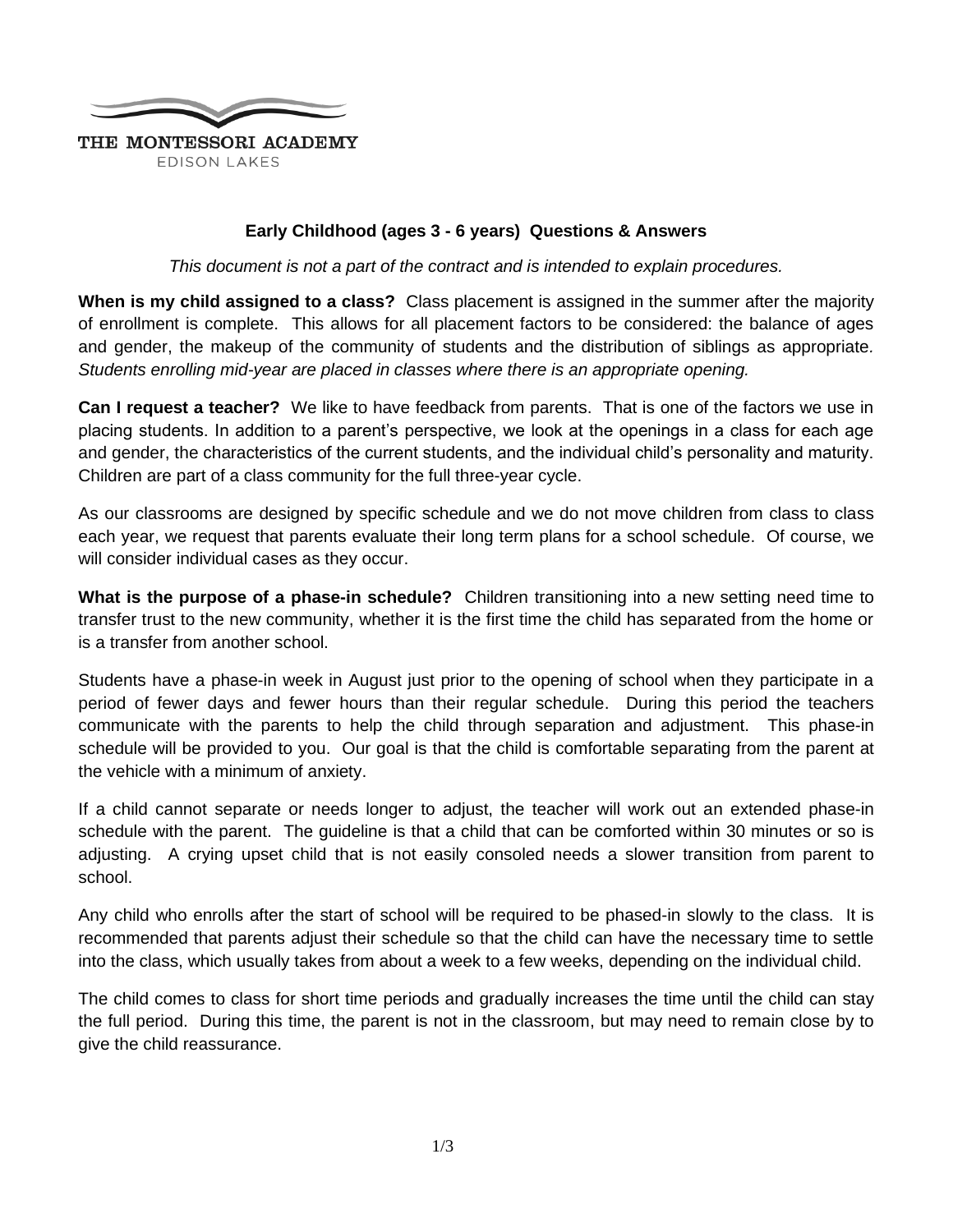THE MONTESSORI ACADEMY

EDISON LAKES

## Early Childhood (ages 3 - 6 years) Questions & Answers

*This document is not a part of the contract and is intended to explain procedures.*

**When is my child assigned to a class?** Class placement is assigned in the summer after the majority of enrollment is complete. This allows for all placement factors to be considered: the balance of ages and gender, the makeup of the community of students and the distribution of siblings as appropriate. *Students enrolling mid-year are placed in classes where there is an appropriate opening.*

**Can I request a teacher?** We like to have feedback from parents. That is one of the factors we use in placing students. In addition to a parent's perspective, we look at the openings in a class for each age and gender, the characteristics of the current students, and the individual child's personality and maturity. Children are part of a class community for the full three-year cycle.

As our classrooms are designed by specific schedule and we do not move children from class to class each year, we request that parents evaluate their long term plans for a school schedule. Of course, we will consider individual cases as they occur.

**What is the purpose of a phase-in schedule?** Children transitioning into a new setting need time to transfer trust to the new community, whether it is the first time the child has separated from the home or is a transfer from another school.

Students have a phase-in week in August just prior to the opening of school when they participate in a period of fewer days and fewer hours than their regular schedule. During this period the teachers communicate with the parents to help the child through separation and adjustment. This phase-in schedule will be provided to you. Our goal is that the child is comfortable separating from the parent at the vehicle with a minimum of anxiety.

If a child cannot separate or needs longer to adjust, the teacher will work out an extended phase-in schedule with the parent. The guideline is that a child that can be comforted within 30 minutes or so is adjusting. A crying upset child that is not easily consoled needs a slower transition from parent to school.

Any child who enrolls after the start of school will be required to be phased-in slowly to the class. It is recommended that parents adjust their schedule so that the child can have the necessary time to settle into the class, which usually takes from about a week to a few weeks, depending on the individual child.

The child comes to class for short time periods and gradually increases the time until the child can stay the full period. During this time, the parent is not in the classroom, but may need to remain close by to give the child reassurance.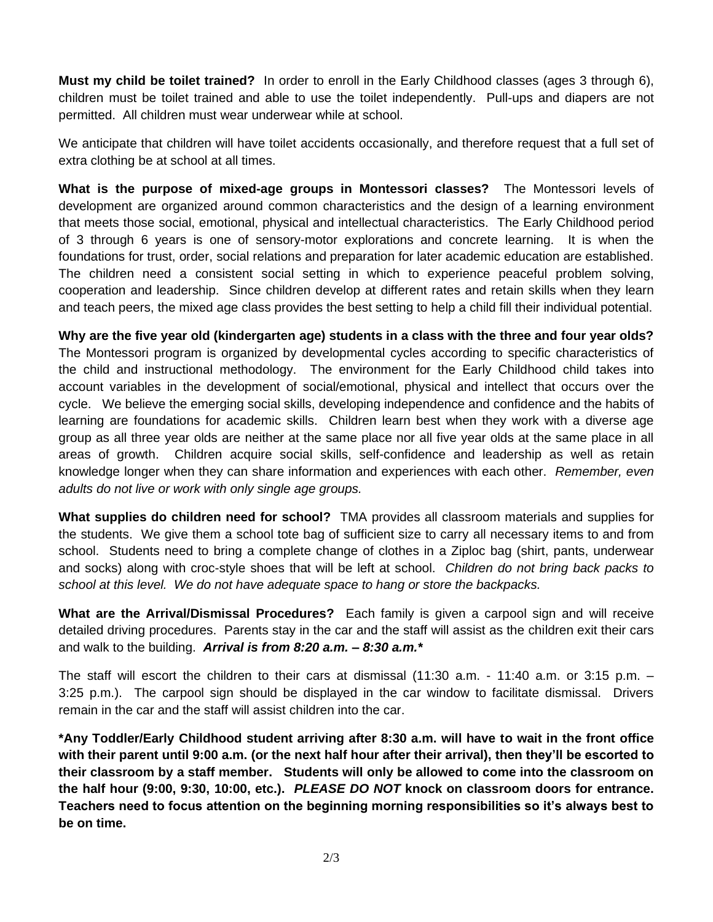**Must my child be toilet trained?** In order to enroll in the Early Childhood classes (ages 3 through 6), children must be toilet trained and able to use the toilet independently. Pull-ups and diapers are not permitted. All children must wear underwear while at school.

We anticipate that children will have toilet accidents occasionally, and therefore request that a full set of extra clothing be at school at all times.

**What is the purpose of mixed-age groups in Montessori classes?** The Montessori levels of development are organized around common characteristics and the design of a learning environment that meets those social, emotional, physical and intellectual characteristics. The Early Childhood period of 3 through 6 years is one of sensory-motor explorations and concrete learning. It is when the foundations for trust, order, social relations and preparation for later academic education are established. The children need a consistent social setting in which to experience peaceful problem solving, cooperation and leadership. Since children develop at different rates and retain skills when they learn and teach peers, the mixed age class provides the best setting to help a child fill their individual potential.

**Why are the five year old (kindergarten age) students in a class with the three and four year olds?** The Montessori program is organized by developmental cycles according to specific characteristics of the child and instructional methodology. The environment for the Early Childhood child takes into account variables in the development of social/emotional, physical and intellect that occurs over the cycle. We believe the emerging social skills, developing independence and confidence and the habits of learning are foundations for academic skills. Children learn best when they work with a diverse age group as all three year olds are neither at the same place nor all five year olds at the same place in all areas of growth. Children acquire social skills, self-confidence and leadership as well as retain knowledge longer when they can share information and experiences with each other. *Remember, even adults do not live or work with only single age groups.*

**What supplies do children need for school?** TMA provides all classroom materials and supplies for the students. We give them a school tote bag of sufficient size to carry all necessary items to and from school. Students need to bring a complete change of clothes in a Ziploc bag (shirt, pants, underwear and socks) along with croc-style shoes that will be left at school. *Children do not bring back packs to school at this level. We do not have adequate space to hang or store the backpacks.*

**What are the Arrival/Dismissal Procedures?** Each family is given a carpool sign and will receive detailed driving procedures. Parents stay in the car and the staff will assist as the children exit their cars and walk to the building. ***Arrival is from 8:20 a.m. – 8:30 a.m.****

The staff will escort the children to their cars at dismissal (11:30 a.m. - 11:40 a.m. or 3:15 p.m. – 3:25 p.m.). The carpool sign should be displayed in the car window to facilitate dismissal. Drivers remain in the car and the staff will assist children into the car.

**\*Any Toddler/Early Childhood student arriving after 8:30 a.m. will have to wait in the front office with their parent until 9:00 a.m. (or the next half hour after their arrival), then they'll be escorted to their classroom by a staff member. Students will only be allowed to come into the classroom on the half hour (9:00, 9:30, 10:00, etc.). *PLEASE DO NOT* knock on classroom doors for entrance. Teachers need to focus attention on the beginning morning responsibilities so it's always best to be on time.**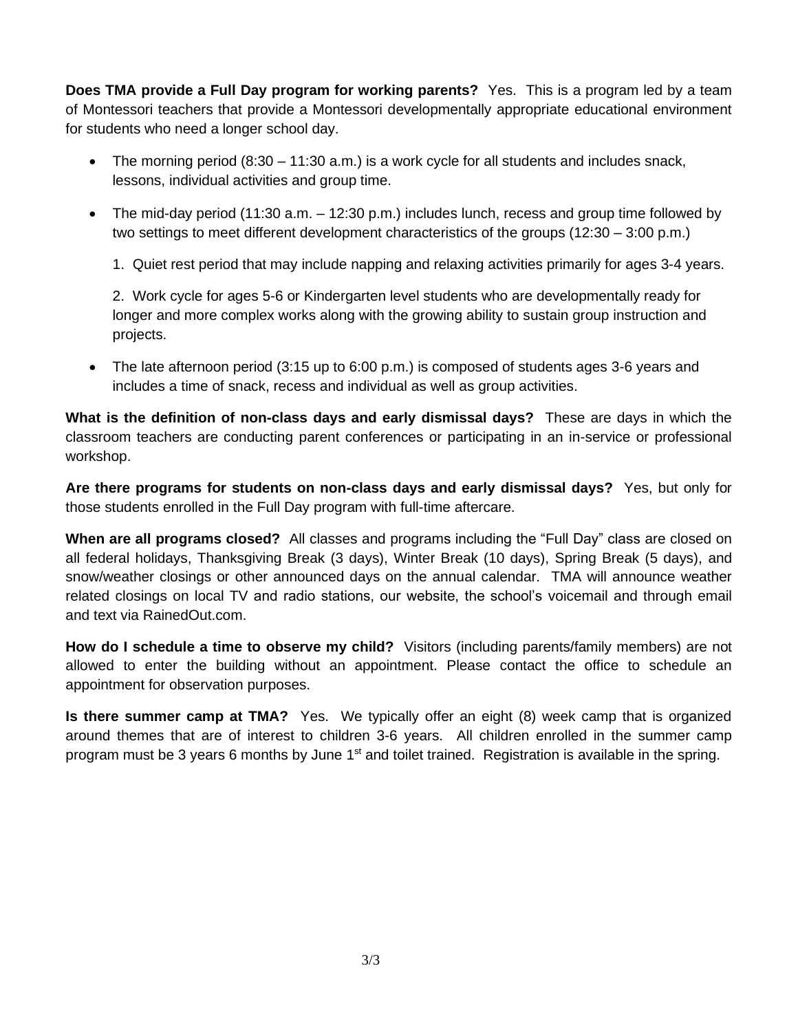**Does TMA provide a Full Day program for working parents?** Yes. This is a program led by a team of Montessori teachers that provide a Montessori developmentally appropriate educational environment for students who need a longer school day.

- The morning period (8:30 – 11:30 a.m.) is a work cycle for all students and includes snack, lessons, individual activities and group time.
- The mid-day period (11:30 a.m. – 12:30 p.m.) includes lunch, recess and group time followed by two settings to meet different development characteristics of the groups (12:30 – 3:00 p.m.)

  1. Quiet rest period that may include napping and relaxing activities primarily for ages 3-4 years.

  2. Work cycle for ages 5-6 or Kindergarten level students who are developmentally ready for longer and more complex works along with the growing ability to sustain group instruction and projects.

- The late afternoon period (3:15 up to 6:00 p.m.) is composed of students ages 3-6 years and includes a time of snack, recess and individual as well as group activities.

**What is the definition of non-class days and early dismissal days?** These are days in which the classroom teachers are conducting parent conferences or participating in an in-service or professional workshop.

**Are there programs for students on non-class days and early dismissal days?** Yes, but only for those students enrolled in the Full Day program with full-time aftercare.

**When are all programs closed?** All classes and programs including the "Full Day" class are closed on all federal holidays, Thanksgiving Break (3 days), Winter Break (10 days), Spring Break (5 days), and snow/weather closings or other announced days on the annual calendar. TMA will announce weather related closings on local TV and radio stations, our website, the school's voicemail and through email and text via RainedOut.com.

**How do I schedule a time to observe my child?** Visitors (including parents/family members) are not allowed to enter the building without an appointment. Please contact the office to schedule an appointment for observation purposes.

**Is there summer camp at TMA?** Yes. We typically offer an eight (8) week camp that is organized around themes that are of interest to children 3-6 years. All children enrolled in the summer camp program must be 3 years 6 months by June 1st and toilet trained. Registration is available in the spring.